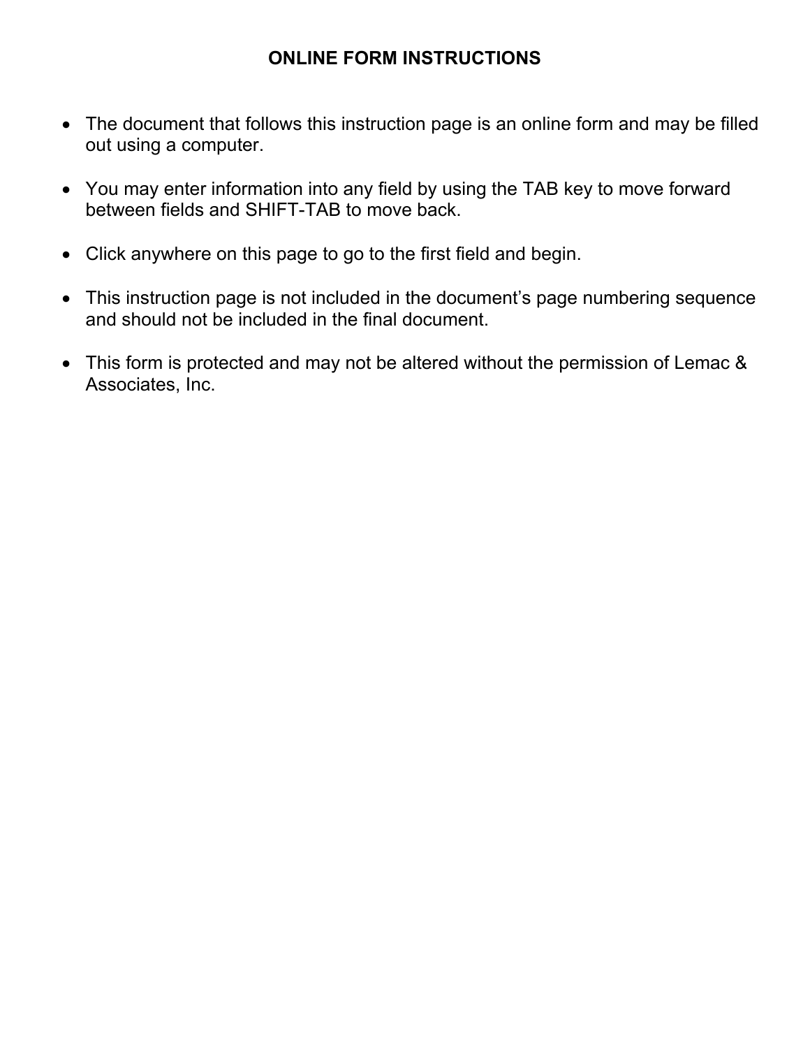# ONLINE FORM INSTRUCTIONS

- The document that follows this instruction page is an online form and may be filled out using a computer.
- You may enter information into any field by using the TAB key to move forward between fields and SHIFT-TAB to move back.
- Click anywhere on this page to go to the first field and begin.
- This instruction page is not included in the document's page numbering sequence and should not be included in the final document.
- This form is protected and may not be altered without the permission of Lemac & Associates, Inc.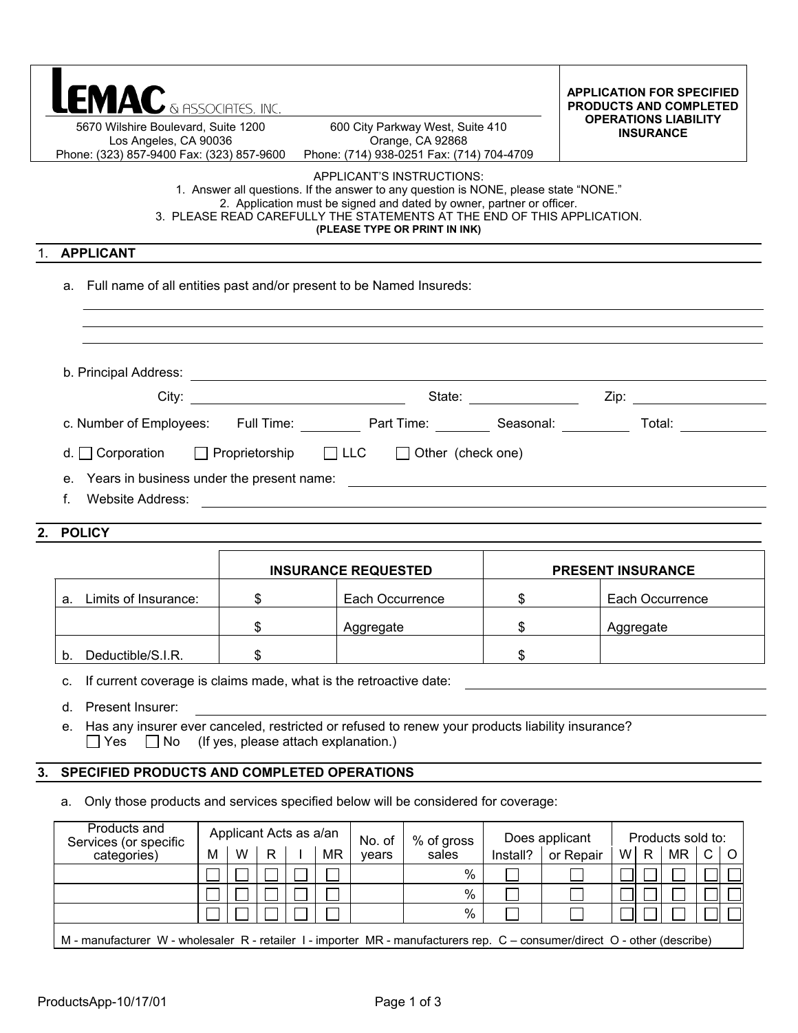**LEMAC & ASSOCIATES, INC.**

5670 Wilshire Boulevard, Suite 1200
Los Angeles, CA 90036
Phone: (323) 857-9400 Fax: (323) 857-9600

600 City Parkway West, Suite 410
Orange, CA 92868
Phone: (714) 938-0251 Fax: (714) 704-4709

**APPLICATION FOR SPECIFIED PRODUCTS AND COMPLETED OPERATIONS LIABILITY INSURANCE**

APPLICANT'S INSTRUCTIONS:

1. Answer all questions. If the answer to any question is NONE, please state "NONE."
2. Application must be signed and dated by owner, partner or officer.
3. PLEASE READ CAREFULLY THE STATEMENTS AT THE END OF THIS APPLICATION.

**(PLEASE TYPE OR PRINT IN INK)**

## 1. APPLICANT

a. Full name of all entities past and/or present to be Named Insureds: ____________________

b. Principal Address: ____________________

City: __________ State: __________ Zip: __________

c. Number of Employees: Full Time: ______ Part Time: ______ Seasonal: ______ Total: ______

d. ☐ Corporation ☐ Proprietorship ☐ LLC ☐ Other (check one)

e. Years in business under the present name: ____________________

f. Website Address: ____________________

## 2. POLICY

| | INSURANCE REQUESTED | | PRESENT INSURANCE | |
|---|---|---|---|---|
| a. Limits of Insurance: | $ | Each Occurrence | $ | Each Occurrence |
| | $ | Aggregate | $ | Aggregate |
| b. Deductible/S.I.R. | $ | | $ | |

c. If current coverage is claims made, what is the retroactive date: ____________________

d. Present Insurer: ____________________

e. Has any insurer ever canceled, restricted or refused to renew your products liability insurance?
☐ Yes ☐ No (If yes, please attach explanation.)

## 3. SPECIFIED PRODUCTS AND COMPLETED OPERATIONS

a. Only those products and services specified below will be considered for coverage:

| Products and Services (or specific categories) | Applicant Acts as a/an | | | | | No. of years | % of gross sales | Does applicant | | Products sold to: | | | | |
|---|---|---|---|---|---|---|---|---|---|---|---|---|---|---|
| | M | W | R | I | MR | | | Install? | or Repair | W | R | MR | C | O |
| | ☐ | ☐ | ☐ | ☐ | ☐ | | % | ☐ | ☐ | ☐ | ☐ | ☐ | ☐ | ☐ |
| | ☐ | ☐ | ☐ | ☐ | ☐ | | % | ☐ | ☐ | ☐ | ☐ | ☐ | ☐ | ☐ |
| | ☐ | ☐ | ☐ | ☐ | ☐ | | % | ☐ | ☐ | ☐ | ☐ | ☐ | ☐ | ☐ |

M - manufacturer W - wholesaler R - retailer I - importer MR - manufacturers rep. C – consumer/direct O - other (describe)

ProductsApp-10/17/01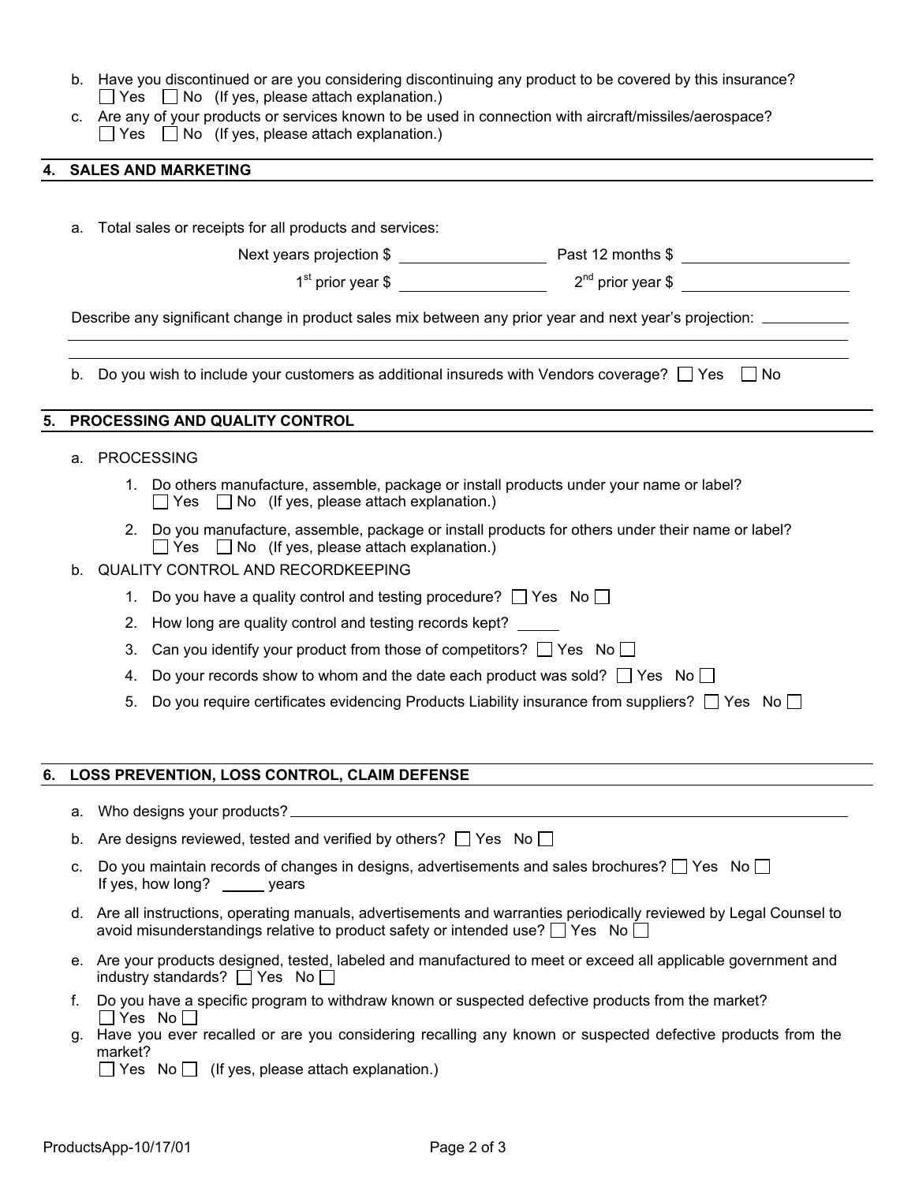b. Have you discontinued or are you considering discontinuing any product to be covered by this insurance?
☐ Yes ☐ No (If yes, please attach explanation.)

c. Are any of your products or services known to be used in connection with aircraft/missiles/aerospace?
☐ Yes ☐ No (If yes, please attach explanation.)

## 4. SALES AND MARKETING

a. Total sales or receipts for all products and services:

Next years projection $ __________ Past 12 months $ __________

1st prior year $ __________ 2nd prior year $ __________

Describe any significant change in product sales mix between any prior year and next year's projection: __________

b. Do you wish to include your customers as additional insureds with Vendors coverage? ☐ Yes ☐ No

## 5. PROCESSING AND QUALITY CONTROL

a. PROCESSING

1. Do others manufacture, assemble, package or install products under your name or label?
☐ Yes ☐ No (If yes, please attach explanation.)
2. Do you manufacture, assemble, package or install products for others under their name or label?
☐ Yes ☐ No (If yes, please attach explanation.)

b. QUALITY CONTROL AND RECORDKEEPING

1. Do you have a quality control and testing procedure? ☐ Yes No ☐
2. How long are quality control and testing records kept? _____
3. Can you identify your product from those of competitors? ☐ Yes No ☐
4. Do your records show to whom and the date each product was sold? ☐ Yes No ☐
5. Do you require certificates evidencing Products Liability insurance from suppliers? ☐ Yes No ☐

## 6. LOSS PREVENTION, LOSS CONTROL, CLAIM DEFENSE

a. Who designs your products? __________

b. Are designs reviewed, tested and verified by others? ☐ Yes No ☐

c. Do you maintain records of changes in designs, advertisements and sales brochures? ☐ Yes No ☐
If yes, how long? _____ years

d. Are all instructions, operating manuals, advertisements and warranties periodically reviewed by Legal Counsel to avoid misunderstandings relative to product safety or intended use? ☐ Yes No ☐

e. Are your products designed, tested, labeled and manufactured to meet or exceed all applicable government and industry standards? ☐ Yes No ☐

f. Do you have a specific program to withdraw known or suspected defective products from the market?
☐ Yes No ☐

g. Have you ever recalled or are you considering recalling any known or suspected defective products from the market?
☐ Yes No ☐ (If yes, please attach explanation.)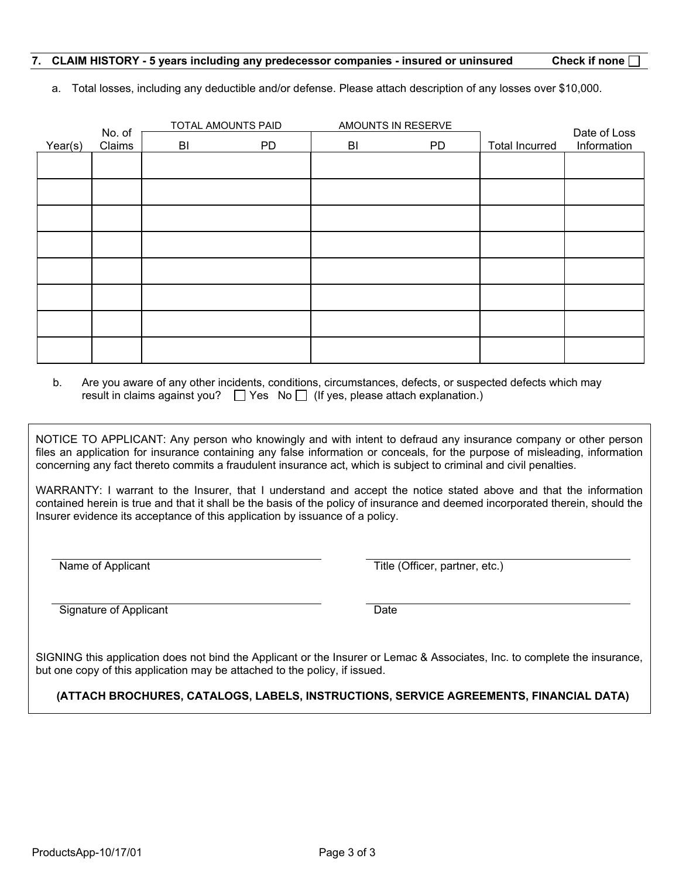### 7. CLAIM HISTORY - 5 years including any predecessor companies - insured or uninsured — Check if none ☐

a. Total losses, including any deductible and/or defense. Please attach description of any losses over $10,000.

| Year(s) | No. of Claims | TOTAL AMOUNTS PAID | | AMOUNTS IN RESERVE | | Total Incurred | Date of Loss Information |
|---|---|---|---|---|---|---|---|
| | | BI | PD | BI | PD | | |
| | | | | | | | |
| | | | | | | | |
| | | | | | | | |
| | | | | | | | |
| | | | | | | | |
| | | | | | | | |
| | | | | | | | |
| | | | | | | | |

b. Are you aware of any other incidents, conditions, circumstances, defects, or suspected defects which may result in claims against you? ☐ Yes No ☐ (If yes, please attach explanation.)

NOTICE TO APPLICANT: Any person who knowingly and with intent to defraud any insurance company or other person files an application for insurance containing any false information or conceals, for the purpose of misleading, information concerning any fact thereto commits a fraudulent insurance act, which is subject to criminal and civil penalties.

WARRANTY: I warrant to the Insurer, that I understand and accept the notice stated above and that the information contained herein is true and that it shall be the basis of the policy of insurance and deemed incorporated therein, should the Insurer evidence its acceptance of this application by issuance of a policy.

Name of Applicant ______________________ Title (Officer, partner, etc.) ______________________

Signature of Applicant ______________________ Date ______________________

SIGNING this application does not bind the Applicant or the Insurer or Lemac & Associates, Inc. to complete the insurance, but one copy of this application may be attached to the policy, if issued.

**(ATTACH BROCHURES, CATALOGS, LABELS, INSTRUCTIONS, SERVICE AGREEMENTS, FINANCIAL DATA)**

ProductsApp-10/17/01